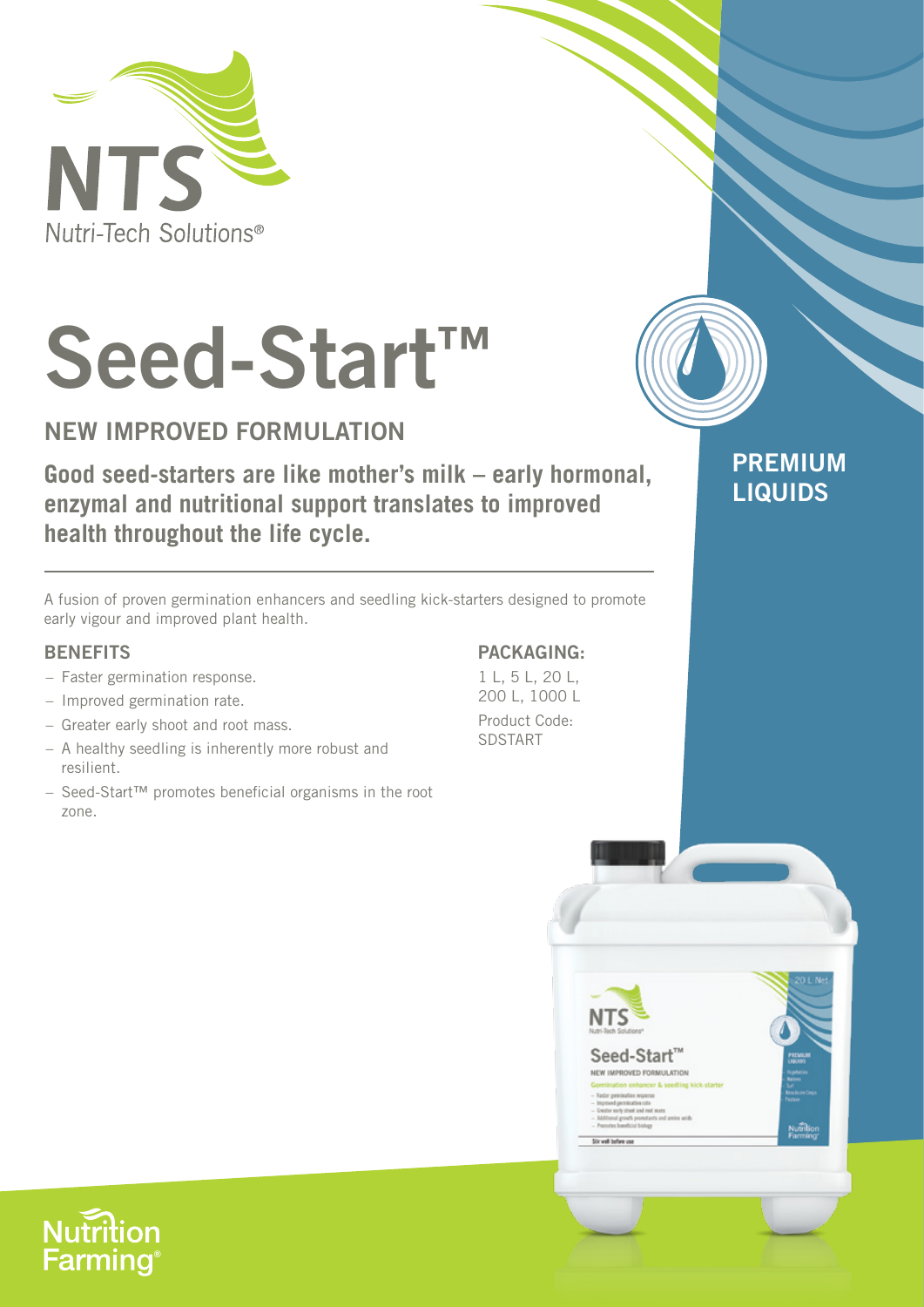NTS
Nutri-Tech Solutions®

# Seed-Start™

## NEW IMPROVED FORMULATION

**Good seed-starters are like mother's milk – early hormonal, enzymal and nutritional support translates to improved health throughout the life cycle.**

**PREMIUM LIQUIDS**

A fusion of proven germination enhancers and seedling kick-starters designed to promote early vigour and improved plant health.

### BENEFITS

- Faster germination response.
- Improved germination rate.
- Greater early shoot and root mass.
- A healthy seedling is inherently more robust and resilient.
- Seed-Start™ promotes beneficial organisms in the root zone.

### PACKAGING:

1 L, 5 L, 20 L, 200 L, 1000 L

Product Code: SDSTART

Nutrition Farming®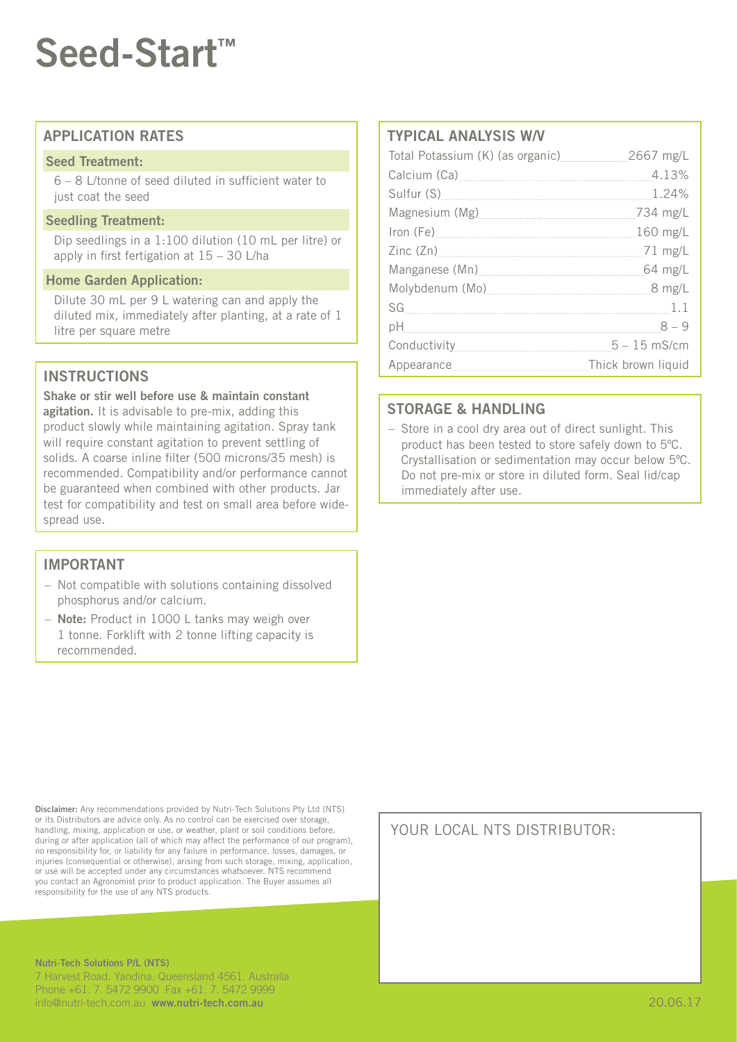# Seed-Start™

## APPLICATION RATES

### Seed Treatment:

6 – 8 L/tonne of seed diluted in sufficient water to just coat the seed

### Seedling Treatment:

Dip seedlings in a 1:100 dilution (10 mL per litre) or apply in first fertigation at 15 – 30 L/ha

### Home Garden Application:

Dilute 30 mL per 9 L watering can and apply the diluted mix, immediately after planting, at a rate of 1 litre per square metre

## INSTRUCTIONS

**Shake or stir well before use & maintain constant agitation.** It is advisable to pre-mix, adding this product slowly while maintaining agitation. Spray tank will require constant agitation to prevent settling of solids. A coarse inline filter (500 microns/35 mesh) is recommended. Compatibility and/or performance cannot be guaranteed when combined with other products. Jar test for compatibility and test on small area before wide-spread use.

## IMPORTANT

- Not compatible with solutions containing dissolved phosphorus and/or calcium.
- **Note:** Product in 1000 L tanks may weigh over 1 tonne. Forklift with 2 tonne lifting capacity is recommended.

## TYPICAL ANALYSIS W/V

| | |
|---|---|
| Total Potassium (K) (as organic) | 2667 mg/L |
| Calcium (Ca) | 4.13% |
| Sulfur (S) | 1.24% |
| Magnesium (Mg) | 734 mg/L |
| Iron (Fe) | 160 mg/L |
| Zinc (Zn) | 71 mg/L |
| Manganese (Mn) | 64 mg/L |
| Molybdenum (Mo) | 8 mg/L |
| SG | 1.1 |
| pH | 8 – 9 |
| Conductivity | 5 – 15 mS/cm |
| Appearance | Thick brown liquid |

## STORAGE & HANDLING

- Store in a cool dry area out of direct sunlight. This product has been tested to store safely down to 5ºC. Crystallisation or sedimentation may occur below 5ºC. Do not pre-mix or store in diluted form. Seal lid/cap immediately after use.

**Disclaimer:** Any recommendations provided by Nutri-Tech Solutions Pty Ltd (NTS) or its Distributors are advice only. As no control can be exercised over storage, handling, mixing, application or use, or weather, plant or soil conditions before, during or after application (all of which may affect the performance of our program), no responsibility for, or liability for any failure in performance, losses, damages, or injuries (consequential or otherwise), arising from such storage, mixing, application, or use will be accepted under any circumstances whatsoever. NTS recommend you contact an Agronomist prior to product application. The Buyer assumes all responsibility for the use of any NTS products.

YOUR LOCAL NTS DISTRIBUTOR:

**Nutri-Tech Solutions P/L (NTS)**
7 Harvest Road. Yandina. Queensland 4561. Australia
Phone +61. 7. 5472 9900 Fax +61. 7. 5472 9999
info@nutri-tech.com.au **www.nutri-tech.com.au**

20.06.17